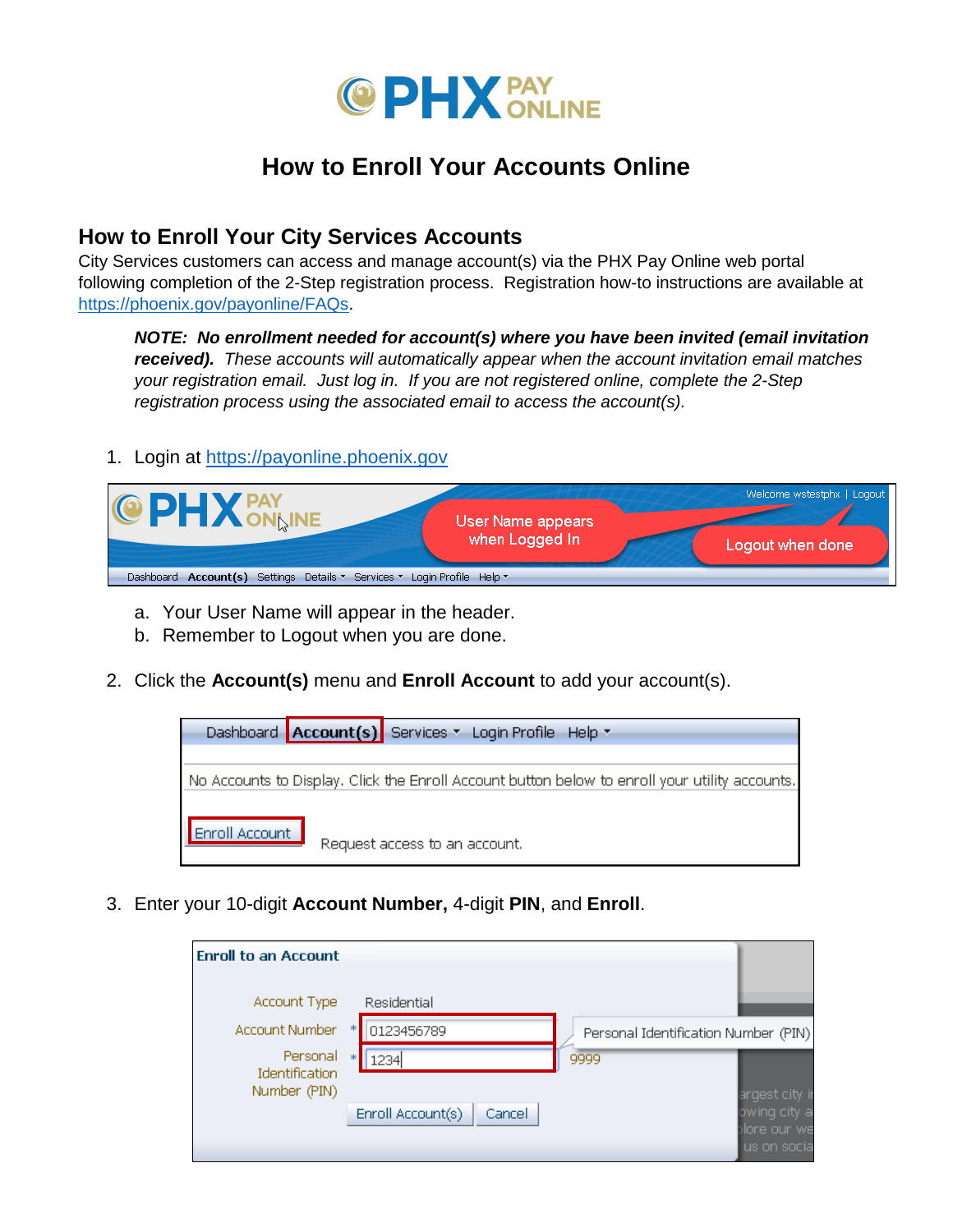# How to Enroll Your Accounts Online

## How to Enroll Your City Services Accounts

City Services customers can access and manage account(s) via the PHX Pay Online web portal following completion of the 2-Step registration process. Registration how-to instructions are available at [https://phoenix.gov/payonline/FAQs](https://phoenix.gov/payonline/FAQs).

> ***NOTE: No enrollment needed for account(s) where you have been invited (email invitation received).*** *These accounts will automatically appear when the account invitation email matches your registration email. Just log in. If you are not registered online, complete the 2-Step registration process using the associated email to access the account(s).*

1. Login at [https://payonline.phoenix.gov](https://payonline.phoenix.gov)
   a. Your User Name will appear in the header.
   b. Remember to Logout when you are done.

2. Click the **Account(s)** menu and **Enroll Account** to add your account(s).

3. Enter your 10-digit **Account Number,** 4-digit **PIN**, and **Enroll**.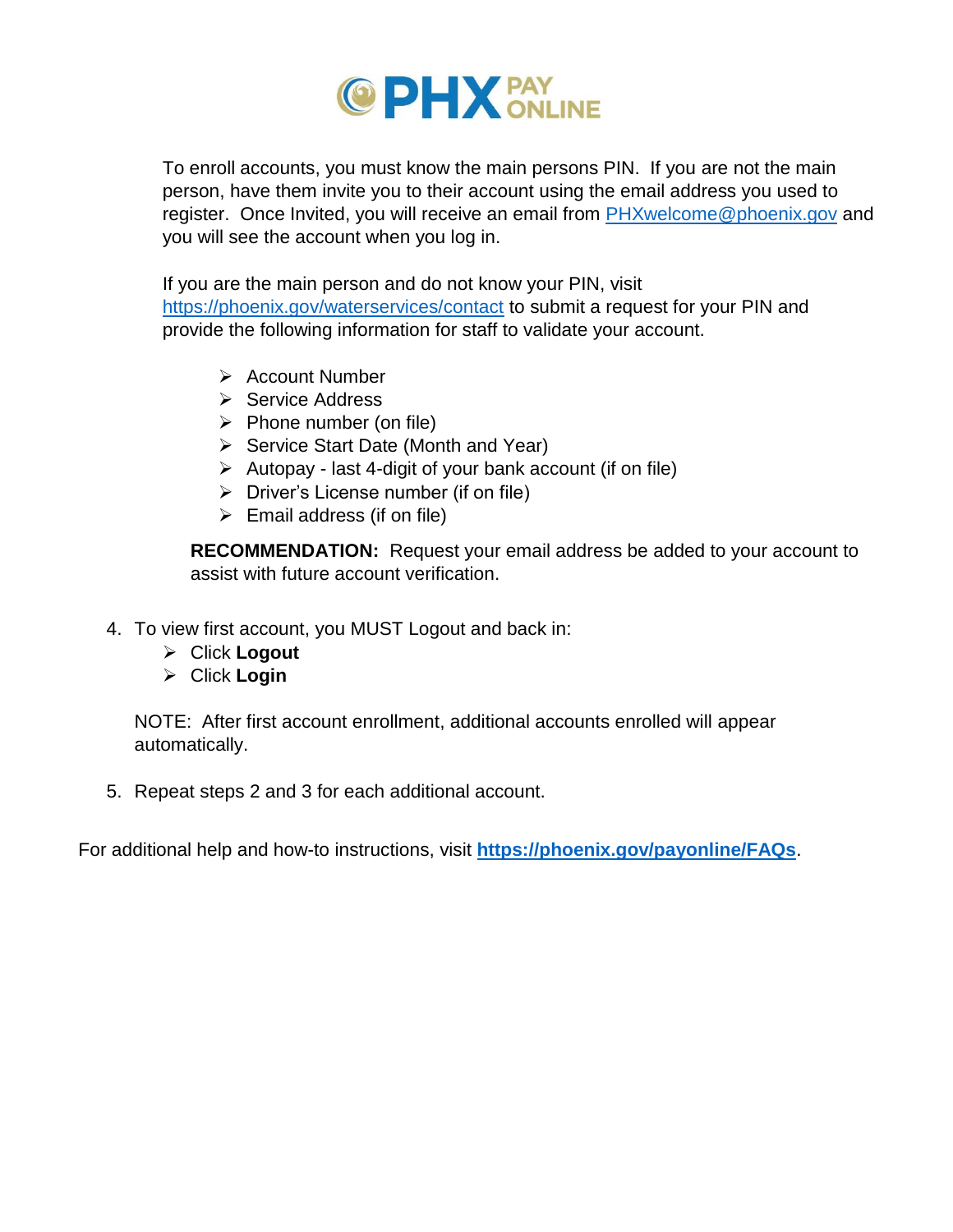PHX PAY ONLINE

To enroll accounts, you must know the main persons PIN. If you are not the main person, have them invite you to their account using the email address you used to register. Once Invited, you will receive an email from PHXwelcome@phoenix.gov and you will see the account when you log in.

If you are the main person and do not know your PIN, visit https://phoenix.gov/waterservices/contact to submit a request for your PIN and provide the following information for staff to validate your account.

- Account Number
- Service Address
- Phone number (on file)
- Service Start Date (Month and Year)
- Autopay - last 4-digit of your bank account (if on file)
- Driver's License number (if on file)
- Email address (if on file)

**RECOMMENDATION:** Request your email address be added to your account to assist with future account verification.

4. To view first account, you MUST Logout and back in:
   - Click **Logout**
   - Click **Login**

   NOTE: After first account enrollment, additional accounts enrolled will appear automatically.

5. Repeat steps 2 and 3 for each additional account.

For additional help and how-to instructions, visit **https://phoenix.gov/payonline/FAQs**.